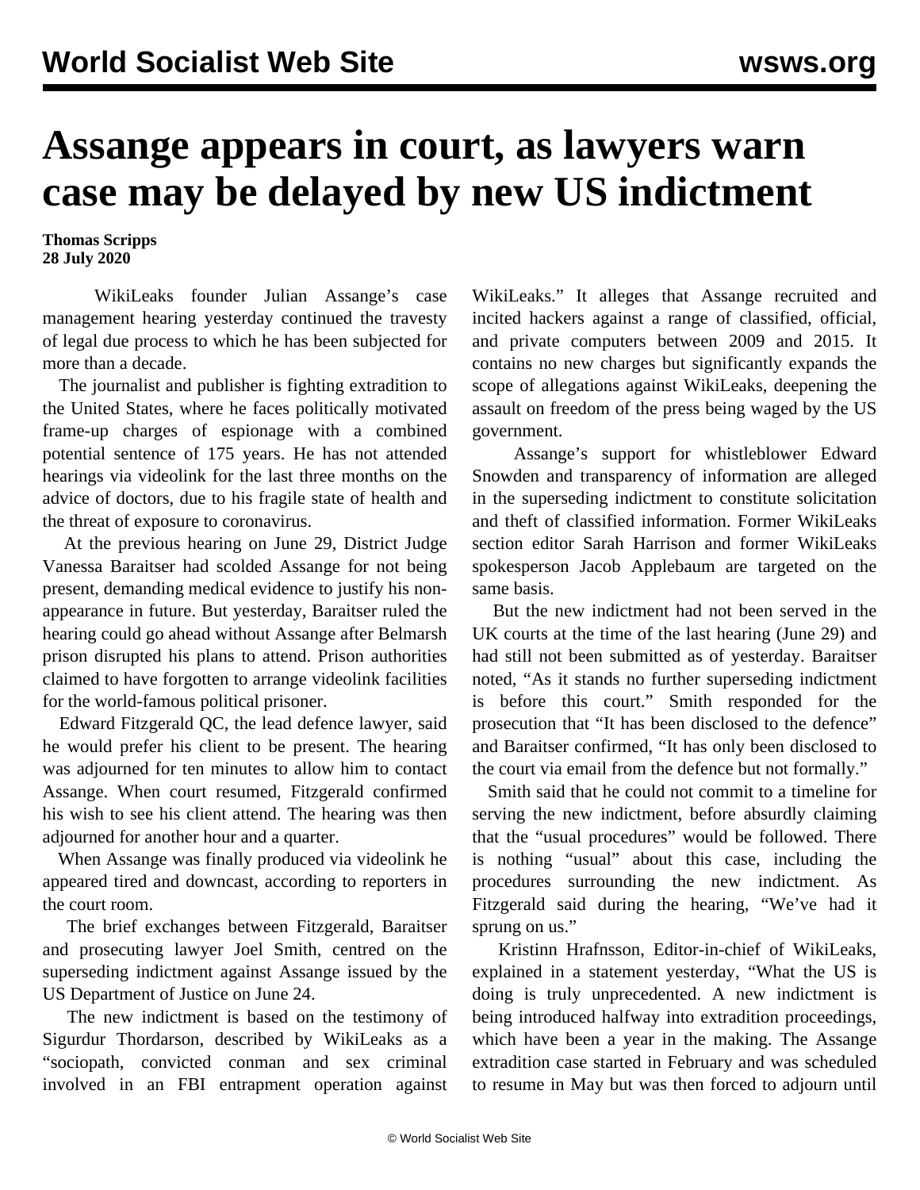# Assange appears in court, as lawyers warn case may be delayed by new US indictment

**Thomas Scripps**
**28 July 2020**

WikiLeaks founder Julian Assange's case management hearing yesterday continued the travesty of legal due process to which he has been subjected for more than a decade.

The journalist and publisher is fighting extradition to the United States, where he faces politically motivated frame-up charges of espionage with a combined potential sentence of 175 years. He has not attended hearings via videolink for the last three months on the advice of doctors, due to his fragile state of health and the threat of exposure to coronavirus.

At the previous hearing on June 29, District Judge Vanessa Baraitser had scolded Assange for not being present, demanding medical evidence to justify his non-appearance in future. But yesterday, Baraitser ruled the hearing could go ahead without Assange after Belmarsh prison disrupted his plans to attend. Prison authorities claimed to have forgotten to arrange videolink facilities for the world-famous political prisoner.

Edward Fitzgerald QC, the lead defence lawyer, said he would prefer his client to be present. The hearing was adjourned for ten minutes to allow him to contact Assange. When court resumed, Fitzgerald confirmed his wish to see his client attend. The hearing was then adjourned for another hour and a quarter.

When Assange was finally produced via videolink he appeared tired and downcast, according to reporters in the court room.

The brief exchanges between Fitzgerald, Baraitser and prosecuting lawyer Joel Smith, centred on the superseding indictment against Assange issued by the US Department of Justice on June 24.

The new indictment is based on the testimony of Sigurdur Thordarson, described by WikiLeaks as a "sociopath, convicted conman and sex criminal involved in an FBI entrapment operation against WikiLeaks." It alleges that Assange recruited and incited hackers against a range of classified, official, and private computers between 2009 and 2015. It contains no new charges but significantly expands the scope of allegations against WikiLeaks, deepening the assault on freedom of the press being waged by the US government.

Assange's support for whistleblower Edward Snowden and transparency of information are alleged in the superseding indictment to constitute solicitation and theft of classified information. Former WikiLeaks section editor Sarah Harrison and former WikiLeaks spokesperson Jacob Applebaum are targeted on the same basis.

But the new indictment had not been served in the UK courts at the time of the last hearing (June 29) and had still not been submitted as of yesterday. Baraitser noted, "As it stands no further superseding indictment is before this court." Smith responded for the prosecution that "It has been disclosed to the defence" and Baraitser confirmed, "It has only been disclosed to the court via email from the defence but not formally."

Smith said that he could not commit to a timeline for serving the new indictment, before absurdly claiming that the "usual procedures" would be followed. There is nothing "usual" about this case, including the procedures surrounding the new indictment. As Fitzgerald said during the hearing, "We've had it sprung on us."

Kristinn Hrafnsson, Editor-in-chief of WikiLeaks, explained in a statement yesterday, "What the US is doing is truly unprecedented. A new indictment is being introduced halfway into extradition proceedings, which have been a year in the making. The Assange extradition case started in February and was scheduled to resume in May but was then forced to adjourn until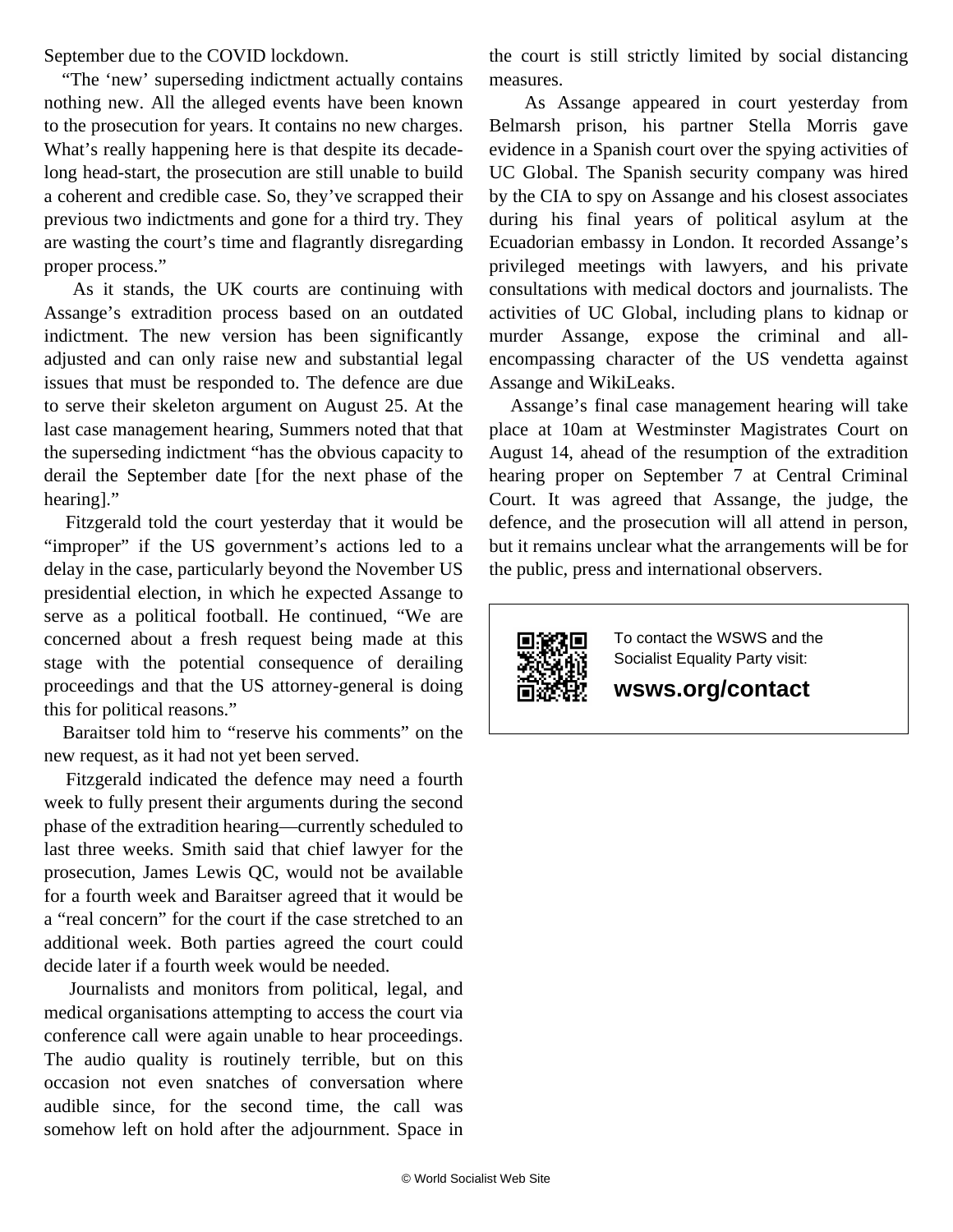September due to the COVID lockdown.

"The 'new' superseding indictment actually contains nothing new. All the alleged events have been known to the prosecution for years. It contains no new charges. What's really happening here is that despite its decade-long head-start, the prosecution are still unable to build a coherent and credible case. So, they've scrapped their previous two indictments and gone for a third try. They are wasting the court's time and flagrantly disregarding proper process."

As it stands, the UK courts are continuing with Assange's extradition process based on an outdated indictment. The new version has been significantly adjusted and can only raise new and substantial legal issues that must be responded to. The defence are due to serve their skeleton argument on August 25. At the last case management hearing, Summers noted that that the superseding indictment "has the obvious capacity to derail the September date [for the next phase of the hearing]."

Fitzgerald told the court yesterday that it would be "improper" if the US government's actions led to a delay in the case, particularly beyond the November US presidential election, in which he expected Assange to serve as a political football. He continued, "We are concerned about a fresh request being made at this stage with the potential consequence of derailing proceedings and that the US attorney-general is doing this for political reasons."

Baraitser told him to "reserve his comments" on the new request, as it had not yet been served.

Fitzgerald indicated the defence may need a fourth week to fully present their arguments during the second phase of the extradition hearing—currently scheduled to last three weeks. Smith said that chief lawyer for the prosecution, James Lewis QC, would not be available for a fourth week and Baraitser agreed that it would be a "real concern" for the court if the case stretched to an additional week. Both parties agreed the court could decide later if a fourth week would be needed.

Journalists and monitors from political, legal, and medical organisations attempting to access the court via conference call were again unable to hear proceedings. The audio quality is routinely terrible, but on this occasion not even snatches of conversation where audible since, for the second time, the call was somehow left on hold after the adjournment. Space in the court is still strictly limited by social distancing measures.

As Assange appeared in court yesterday from Belmarsh prison, his partner Stella Morris gave evidence in a Spanish court over the spying activities of UC Global. The Spanish security company was hired by the CIA to spy on Assange and his closest associates during his final years of political asylum at the Ecuadorian embassy in London. It recorded Assange's privileged meetings with lawyers, and his private consultations with medical doctors and journalists. The activities of UC Global, including plans to kidnap or murder Assange, expose the criminal and all-encompassing character of the US vendetta against Assange and WikiLeaks.

Assange's final case management hearing will take place at 10am at Westminster Magistrates Court on August 14, ahead of the resumption of the extradition hearing proper on September 7 at Central Criminal Court. It was agreed that Assange, the judge, the defence, and the prosecution will all attend in person, but it remains unclear what the arrangements will be for the public, press and international observers.

To contact the WSWS and the Socialist Equality Party visit:

**wsws.org/contact**